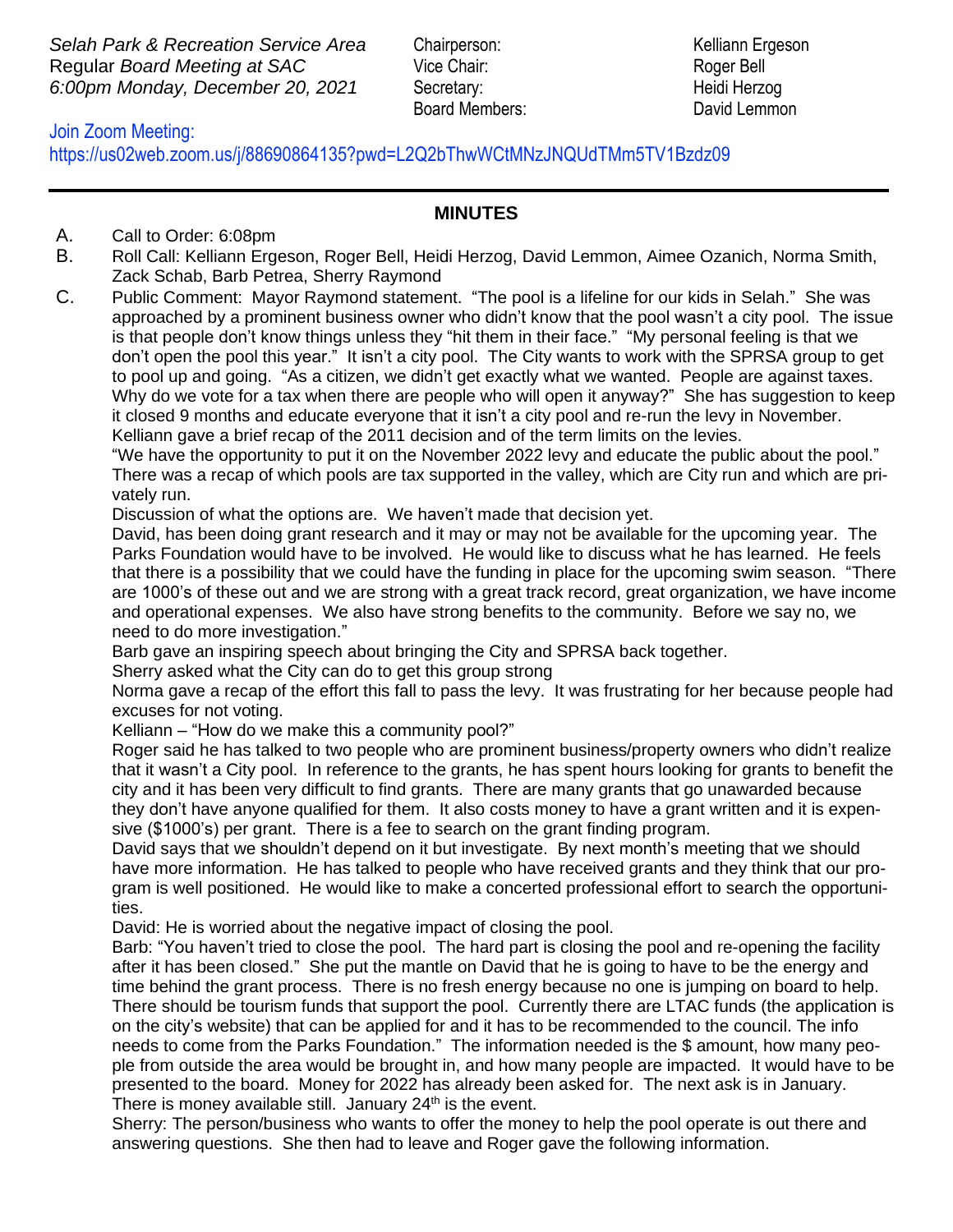*Selah Park & Recreation Service Area*
Regular *Board Meeting at SAC*
*6:00pm Monday, December 20, 2021*

Chairperson: Kelliann Ergeson
Vice Chair: Roger Bell
Secretary: Heidi Herzog
Board Members: David Lemmon

Join Zoom Meeting:
https://us02web.zoom.us/j/88690864135?pwd=L2Q2bThwWCtMNzJNQUdTMm5TV1Bzdz09

---

## MINUTES

A. Call to Order: 6:08pm

B. Roll Call: Kelliann Ergeson, Roger Bell, Heidi Herzog, David Lemmon, Aimee Ozanich, Norma Smith, Zack Schab, Barb Petrea, Sherry Raymond

C. Public Comment: Mayor Raymond statement. "The pool is a lifeline for our kids in Selah." She was approached by a prominent business owner who didn't know that the pool wasn't a city pool. The issue is that people don't know things unless they "hit them in their face." "My personal feeling is that we don't open the pool this year." It isn't a city pool. The City wants to work with the SPRSA group to get to pool up and going. "As a citizen, we didn't get exactly what we wanted. People are against taxes. Why do we vote for a tax when there are people who will open it anyway?" She has suggestion to keep it closed 9 months and educate everyone that it isn't a city pool and re-run the levy in November.
Kelliann gave a brief recap of the 2011 decision and of the term limits on the levies.
"We have the opportunity to put it on the November 2022 levy and educate the public about the pool."
There was a recap of which pools are tax supported in the valley, which are City run and which are privately run.
Discussion of what the options are. We haven't made that decision yet.
David, has been doing grant research and it may or may not be available for the upcoming year. The Parks Foundation would have to be involved. He would like to discuss what he has learned. He feels that there is a possibility that we could have the funding in place for the upcoming swim season. "There are 1000's of these out and we are strong with a great track record, great organization, we have income and operational expenses. We also have strong benefits to the community. Before we say no, we need to do more investigation."
Barb gave an inspiring speech about bringing the City and SPRSA back together.
Sherry asked what the City can do to get this group strong
Norma gave a recap of the effort this fall to pass the levy. It was frustrating for her because people had excuses for not voting.
Kelliann – "How do we make this a community pool?"
Roger said he has talked to two people who are prominent business/property owners who didn't realize that it wasn't a City pool. In reference to the grants, he has spent hours looking for grants to benefit the city and it has been very difficult to find grants. There are many grants that go unawarded because they don't have anyone qualified for them. It also costs money to have a grant written and it is expensive ($1000's) per grant. There is a fee to search on the grant finding program.
David says that we shouldn't depend on it but investigate. By next month's meeting that we should have more information. He has talked to people who have received grants and they think that our program is well positioned. He would like to make a concerted professional effort to search the opportunities.
David: He is worried about the negative impact of closing the pool.
Barb: "You haven't tried to close the pool. The hard part is closing the pool and re-opening the facility after it has been closed." She put the mantle on David that he is going to have to be the energy and time behind the grant process. There is no fresh energy because no one is jumping on board to help. There should be tourism funds that support the pool. Currently there are LTAC funds (the application is on the city's website) that can be applied for and it has to be recommended to the council. The info needs to come from the Parks Foundation." The information needed is the $ amount, how many people from outside the area would be brought in, and how many people are impacted. It would have to be presented to the board. Money for 2022 has already been asked for. The next ask is in January. There is money available still. January 24th is the event.
Sherry: The person/business who wants to offer the money to help the pool operate is out there and answering questions. She then had to leave and Roger gave the following information.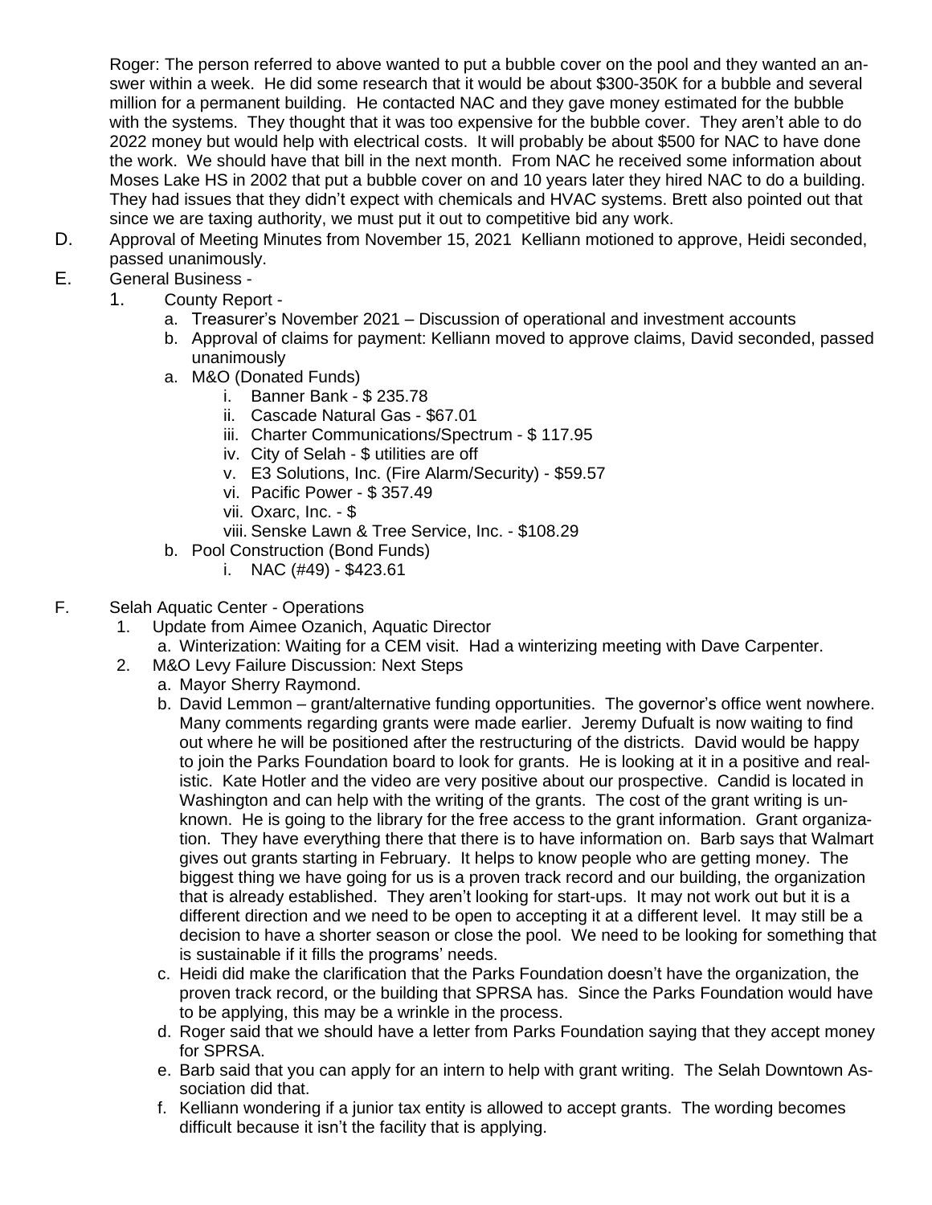Roger: The person referred to above wanted to put a bubble cover on the pool and they wanted an answer within a week. He did some research that it would be about $300-350K for a bubble and several million for a permanent building. He contacted NAC and they gave money estimated for the bubble with the systems. They thought that it was too expensive for the bubble cover. They aren't able to do 2022 money but would help with electrical costs. It will probably be about $500 for NAC to have done the work. We should have that bill in the next month. From NAC he received some information about Moses Lake HS in 2002 that put a bubble cover on and 10 years later they hired NAC to do a building. They had issues that they didn't expect with chemicals and HVAC systems. Brett also pointed out that since we are taxing authority, we must put it out to competitive bid any work.

D. Approval of Meeting Minutes from November 15, 2021 Kelliann motioned to approve, Heidi seconded, passed unanimously.

E. General Business -
   1. County Report -
      a. Treasurer's November 2021 – Discussion of operational and investment accounts
      b. Approval of claims for payment: Kelliann moved to approve claims, David seconded, passed unanimously
      a. M&O (Donated Funds)
         i. Banner Bank - $ 235.78
         ii. Cascade Natural Gas - $67.01
         iii. Charter Communications/Spectrum - $ 117.95
         iv. City of Selah - $ utilities are off
         v. E3 Solutions, Inc. (Fire Alarm/Security) - $59.57
         vi. Pacific Power - $ 357.49
         vii. Oxarc, Inc. - $
         viii. Senske Lawn & Tree Service, Inc. - $108.29
      b. Pool Construction (Bond Funds)
         i. NAC (#49) - $423.61

F. Selah Aquatic Center - Operations
   1. Update from Aimee Ozanich, Aquatic Director
      a. Winterization: Waiting for a CEM visit. Had a winterizing meeting with Dave Carpenter.
   2. M&O Levy Failure Discussion: Next Steps
      a. Mayor Sherry Raymond.
      b. David Lemmon – grant/alternative funding opportunities. The governor's office went nowhere. Many comments regarding grants were made earlier. Jeremy Dufualt is now waiting to find out where he will be positioned after the restructuring of the districts. David would be happy to join the Parks Foundation board to look for grants. He is looking at it in a positive and realistic. Kate Hotler and the video are very positive about our prospective. Candid is located in Washington and can help with the writing of the grants. The cost of the grant writing is unknown. He is going to the library for the free access to the grant information. Grant organization. They have everything there that there is to have information on. Barb says that Walmart gives out grants starting in February. It helps to know people who are getting money. The biggest thing we have going for us is a proven track record and our building, the organization that is already established. They aren't looking for start-ups. It may not work out but it is a different direction and we need to be open to accepting it at a different level. It may still be a decision to have a shorter season or close the pool. We need to be looking for something that is sustainable if it fills the programs' needs.
      c. Heidi did make the clarification that the Parks Foundation doesn't have the organization, the proven track record, or the building that SPRSA has. Since the Parks Foundation would have to be applying, this may be a wrinkle in the process.
      d. Roger said that we should have a letter from Parks Foundation saying that they accept money for SPRSA.
      e. Barb said that you can apply for an intern to help with grant writing. The Selah Downtown Association did that.
      f. Kelliann wondering if a junior tax entity is allowed to accept grants. The wording becomes difficult because it isn't the facility that is applying.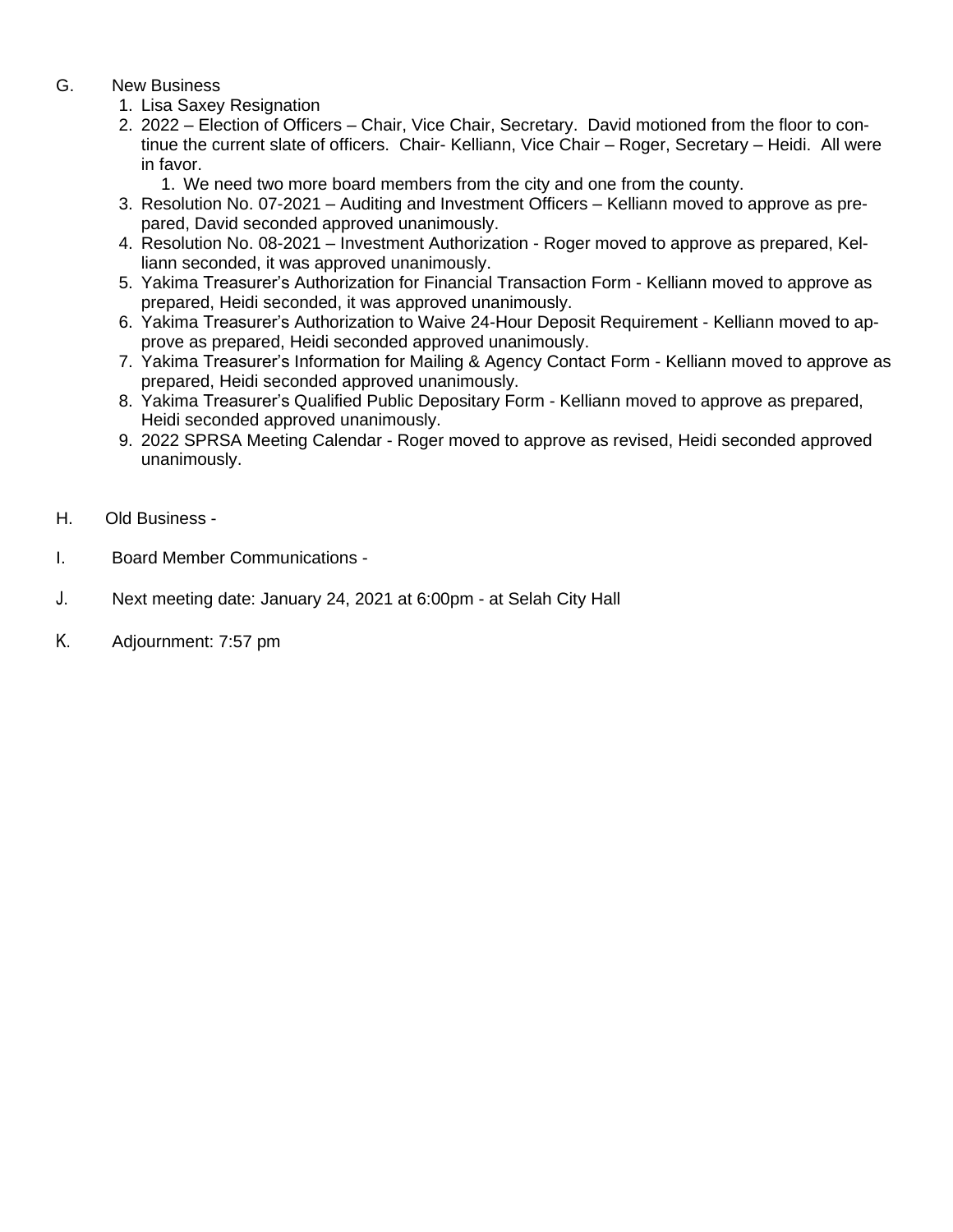G. New Business

1. Lisa Saxey Resignation
2. 2022 – Election of Officers – Chair, Vice Chair, Secretary. David motioned from the floor to continue the current slate of officers. Chair- Kelliann, Vice Chair – Roger, Secretary – Heidi. All were in favor.
    1. We need two more board members from the city and one from the county.
3. Resolution No. 07-2021 – Auditing and Investment Officers – Kelliann moved to approve as prepared, David seconded approved unanimously.
4. Resolution No. 08-2021 – Investment Authorization - Roger moved to approve as prepared, Kelliann seconded, it was approved unanimously.
5. Yakima Treasurer's Authorization for Financial Transaction Form - Kelliann moved to approve as prepared, Heidi seconded, it was approved unanimously.
6. Yakima Treasurer's Authorization to Waive 24-Hour Deposit Requirement - Kelliann moved to approve as prepared, Heidi seconded approved unanimously.
7. Yakima Treasurer's Information for Mailing & Agency Contact Form - Kelliann moved to approve as prepared, Heidi seconded approved unanimously.
8. Yakima Treasurer's Qualified Public Depositary Form - Kelliann moved to approve as prepared, Heidi seconded approved unanimously.
9. 2022 SPRSA Meeting Calendar - Roger moved to approve as revised, Heidi seconded approved unanimously.

H. Old Business -

I. Board Member Communications -

J. Next meeting date: January 24, 2021 at 6:00pm - at Selah City Hall

K. Adjournment: 7:57 pm